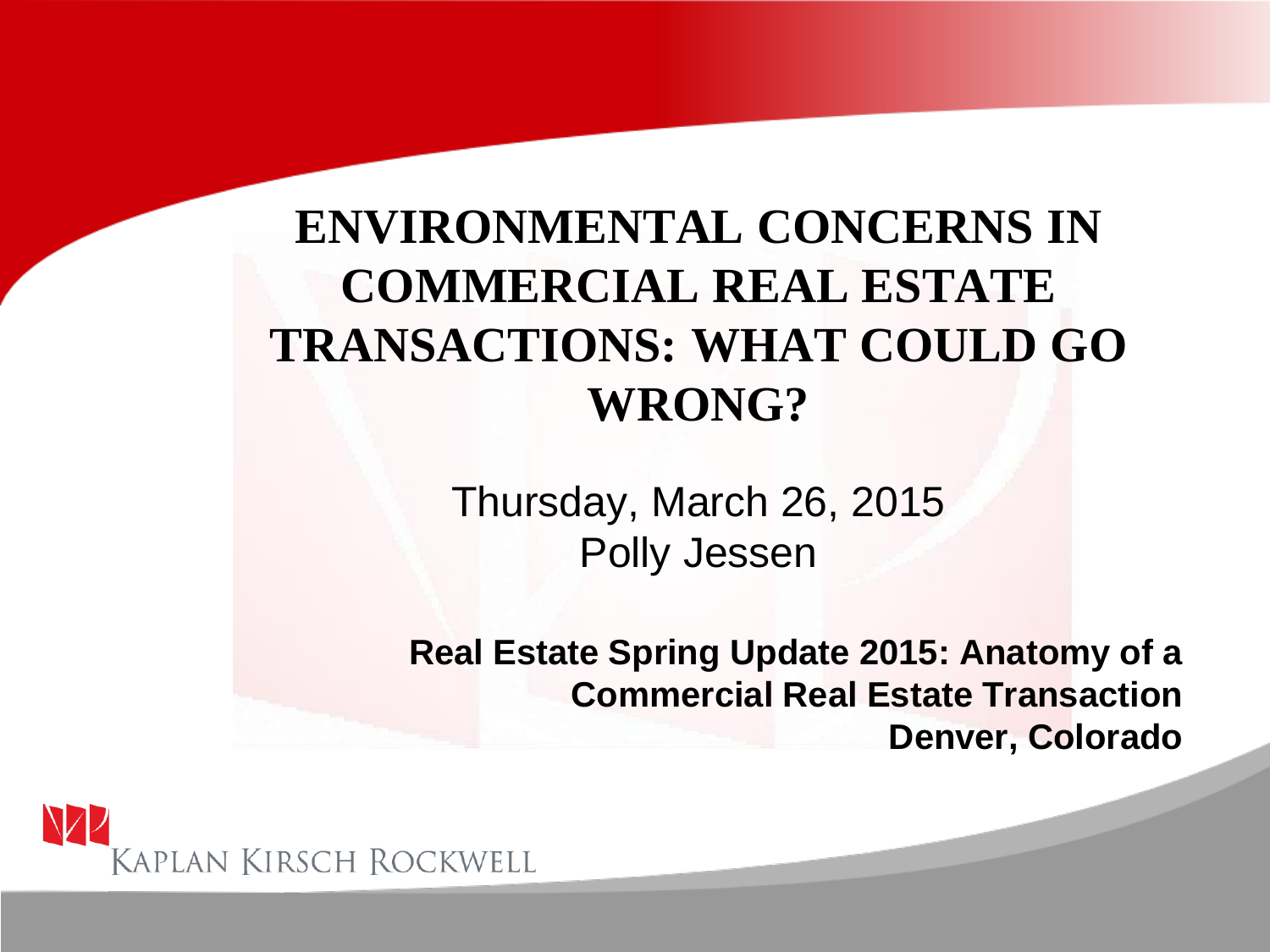# ENVIRONMENTAL CONCERNS IN COMMERCIAL REAL ESTATE TRANSACTIONS: WHAT COULD GO WRONG?

Thursday, March 26, 2015

Polly Jessen

**Real Estate Spring Update 2015: Anatomy of a Commercial Real Estate Transaction**
**Denver, Colorado**

KAPLAN KIRSCH ROCKWELL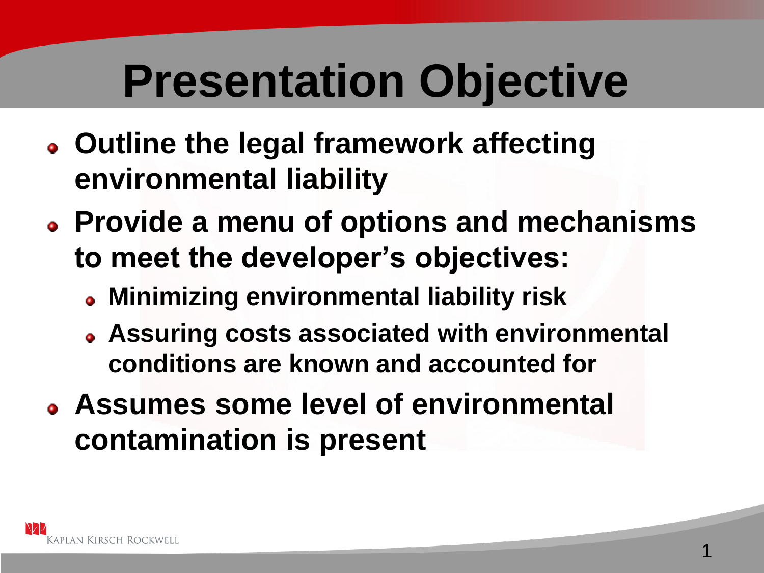# Presentation Objective

- Outline the legal framework affecting environmental liability
- Provide a menu of options and mechanisms to meet the developer's objectives:
  - Minimizing environmental liability risk
  - Assuring costs associated with environmental conditions are known and accounted for
- Assumes some level of environmental contamination is present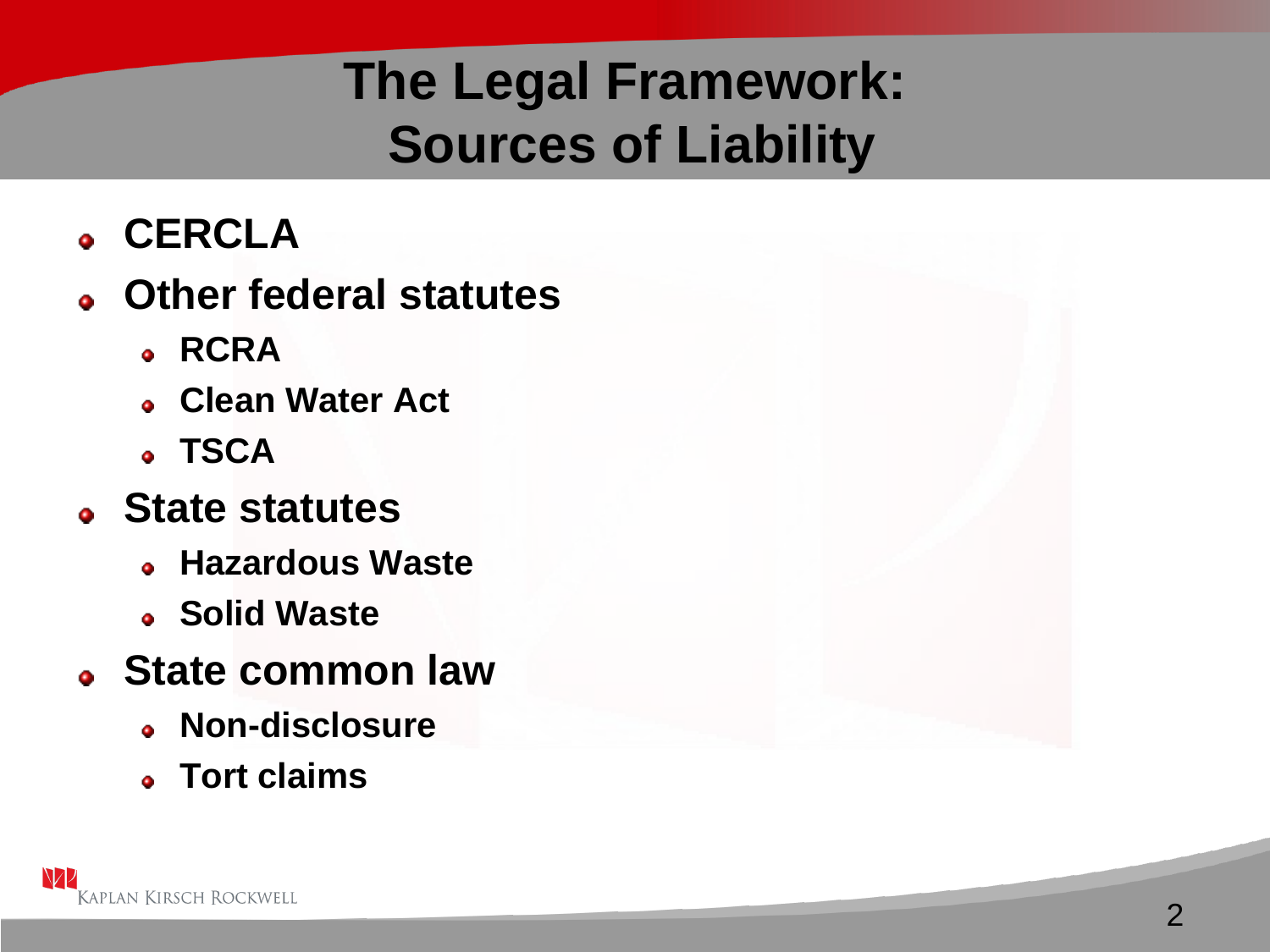# The Legal Framework: Sources of Liability

- **CERCLA**
- **Other federal statutes**
  - **RCRA**
  - **Clean Water Act**
  - **TSCA**
- **State statutes**
  - **Hazardous Waste**
  - **Solid Waste**
- **State common law**
  - **Non-disclosure**
  - **Tort claims**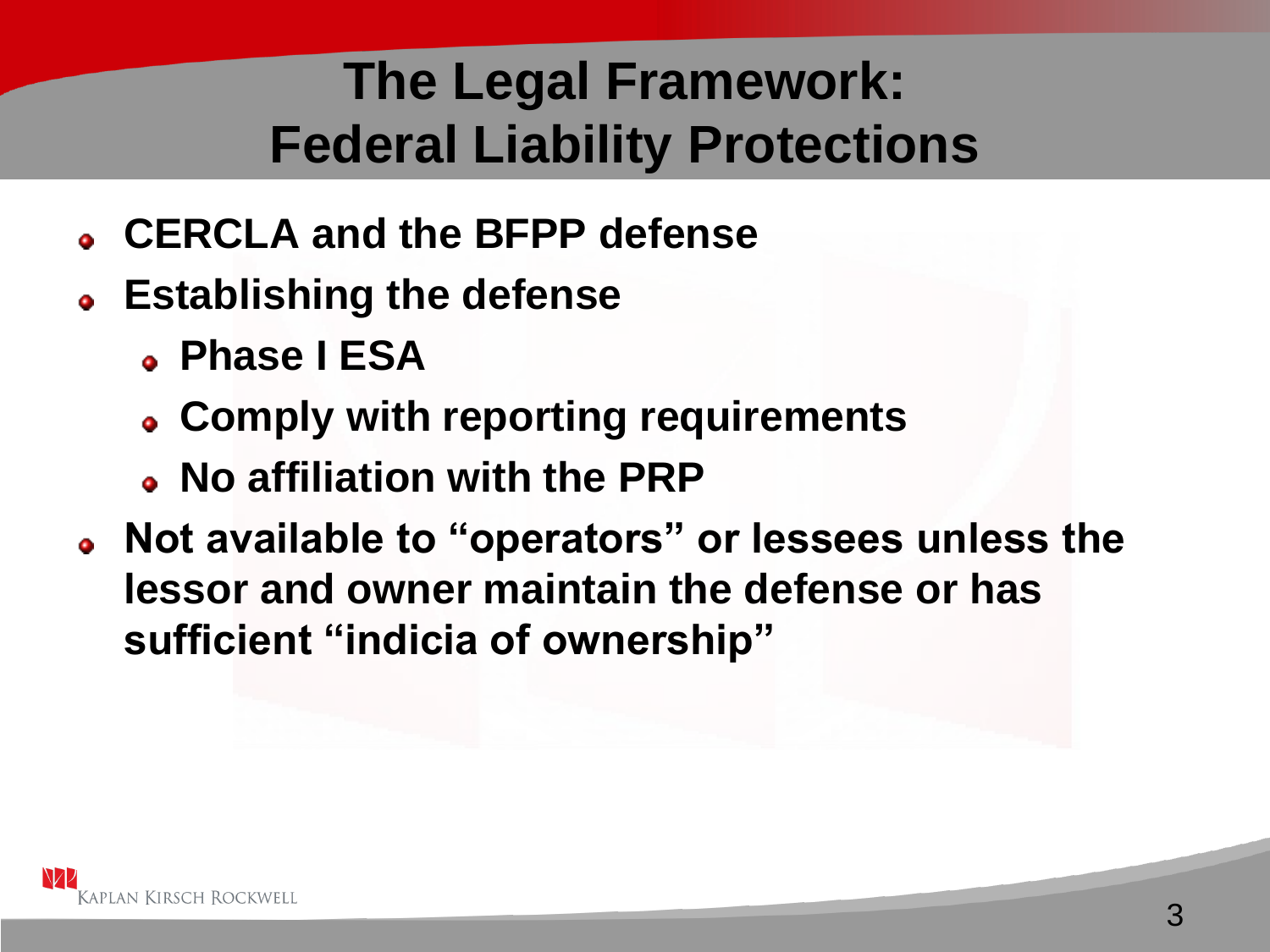# The Legal Framework: Federal Liability Protections

- **CERCLA and the BFPP defense**
- **Establishing the defense**
  - **Phase I ESA**
  - **Comply with reporting requirements**
  - **No affiliation with the PRP**
- **Not available to "operators" or lessees unless the lessor and owner maintain the defense or has sufficient "indicia of ownership"**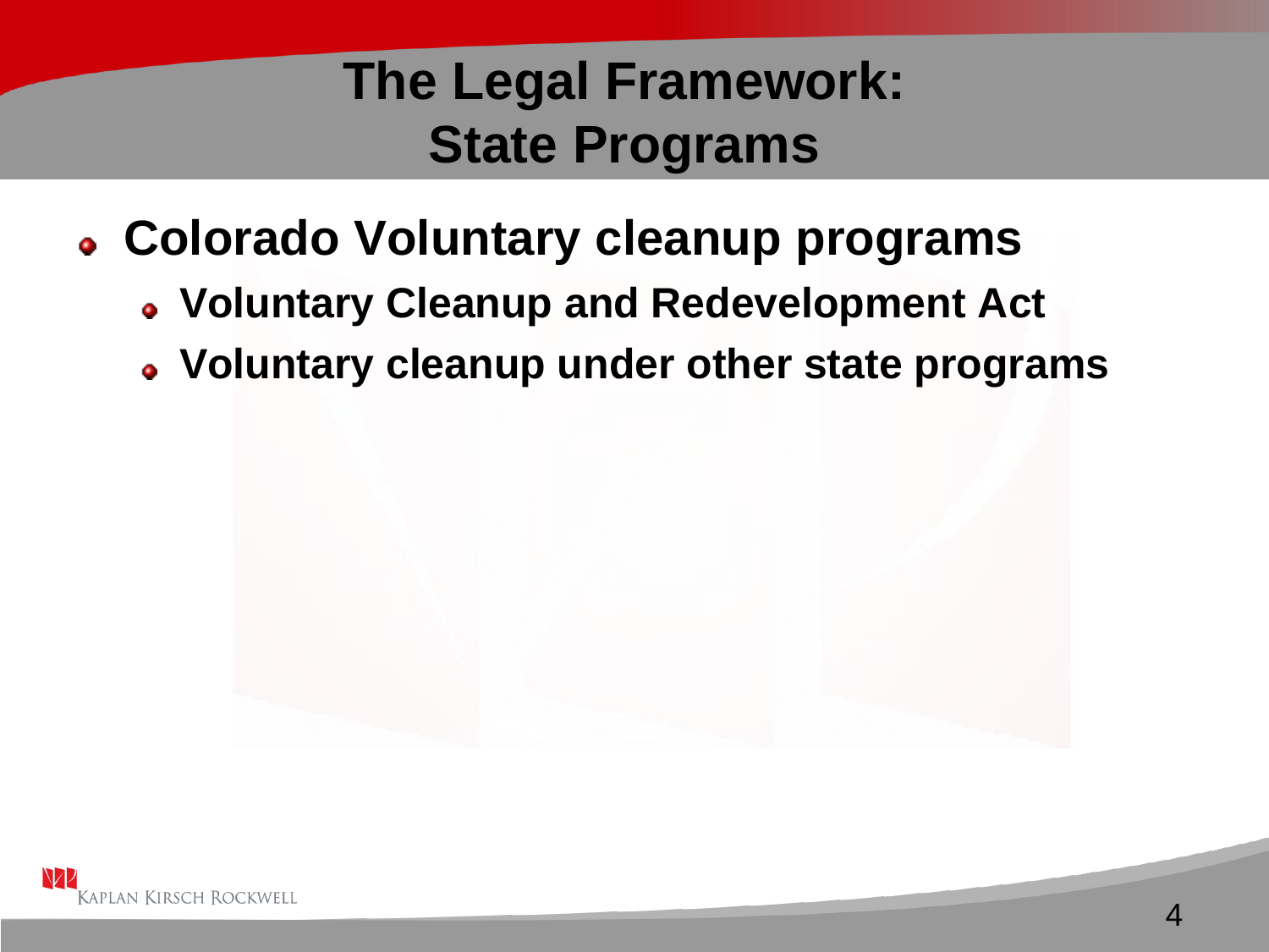# The Legal Framework: State Programs

- **Colorado Voluntary cleanup programs**
  - **Voluntary Cleanup and Redevelopment Act**
  - **Voluntary cleanup under other state programs**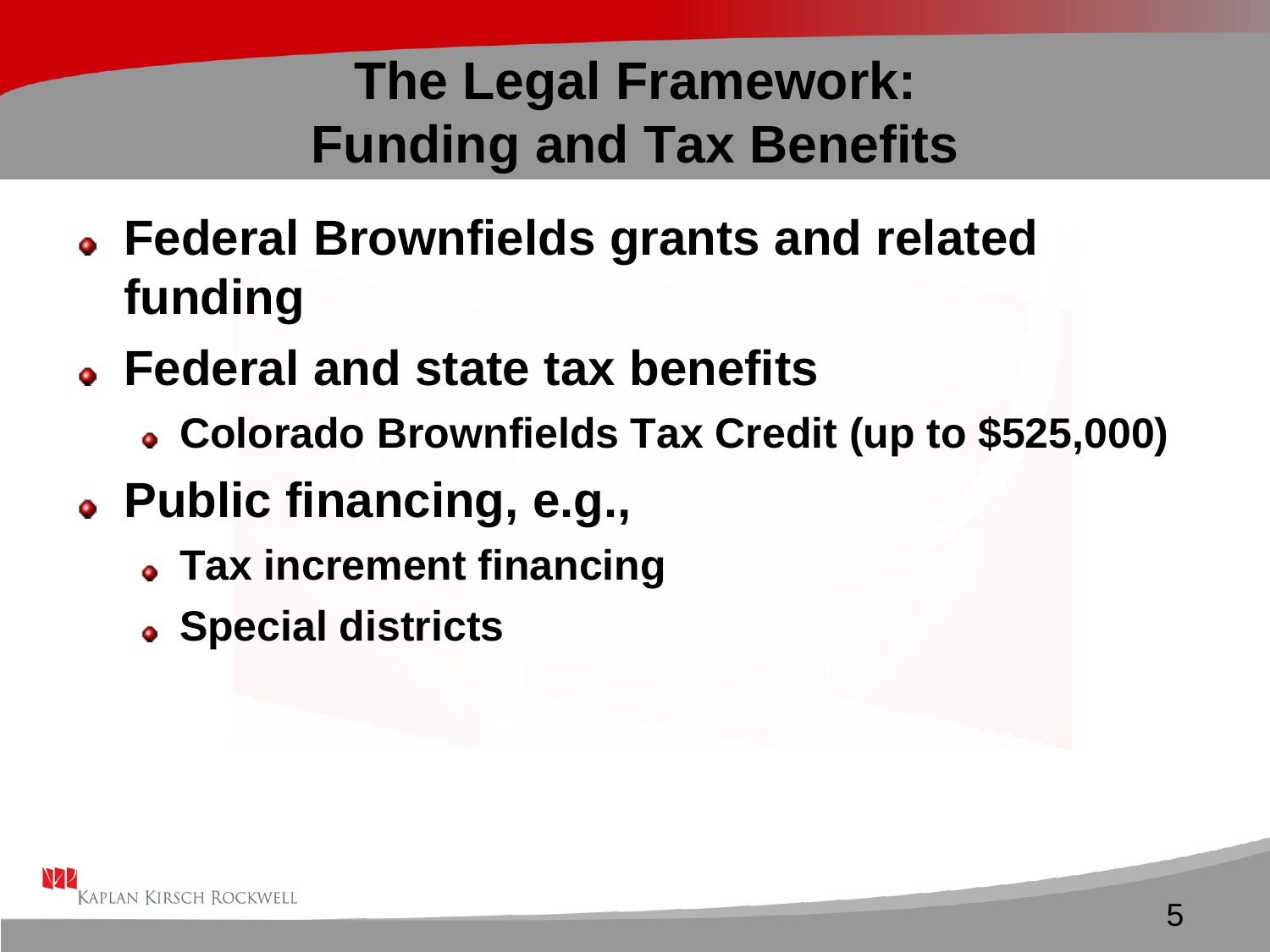# The Legal Framework: Funding and Tax Benefits

- Federal Brownfields grants and related funding
- Federal and state tax benefits
  - Colorado Brownfields Tax Credit (up to $525,000)
- Public financing, e.g.,
  - Tax increment financing
  - Special districts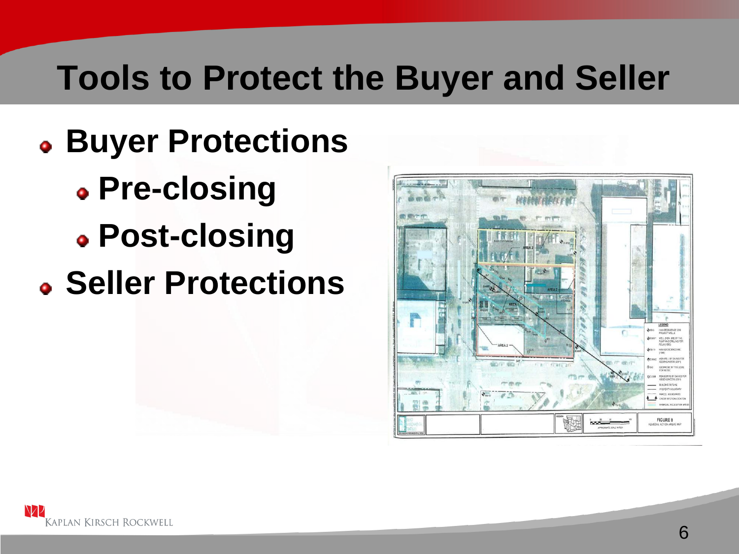# Tools to Protect the Buyer and Seller

- **Buyer Protections**
  - **Pre-closing**
  - **Post-closing**
- **Seller Protections**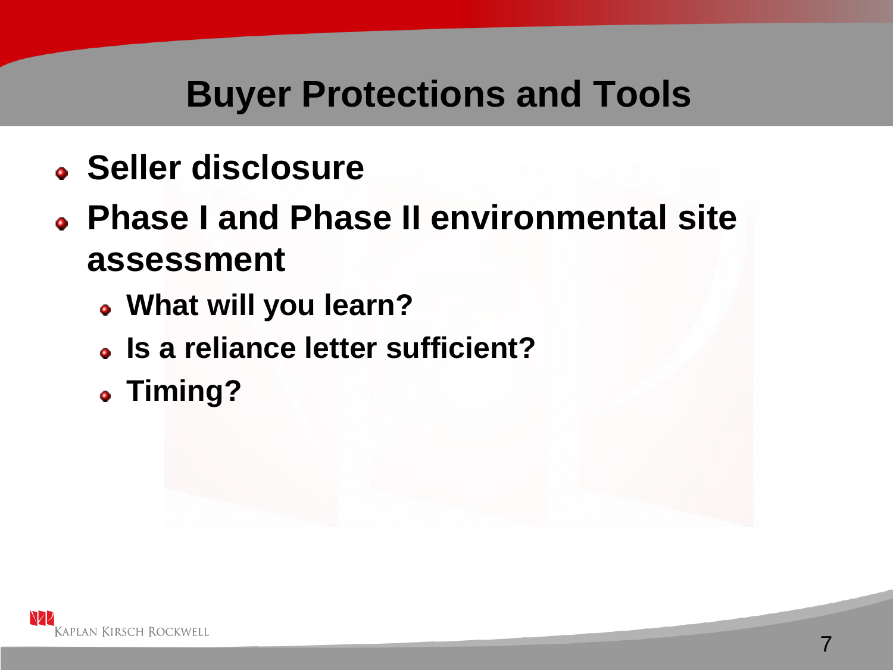# Buyer Protections and Tools

- Seller disclosure
- Phase I and Phase II environmental site assessment
  - What will you learn?
  - Is a reliance letter sufficient?
  - Timing?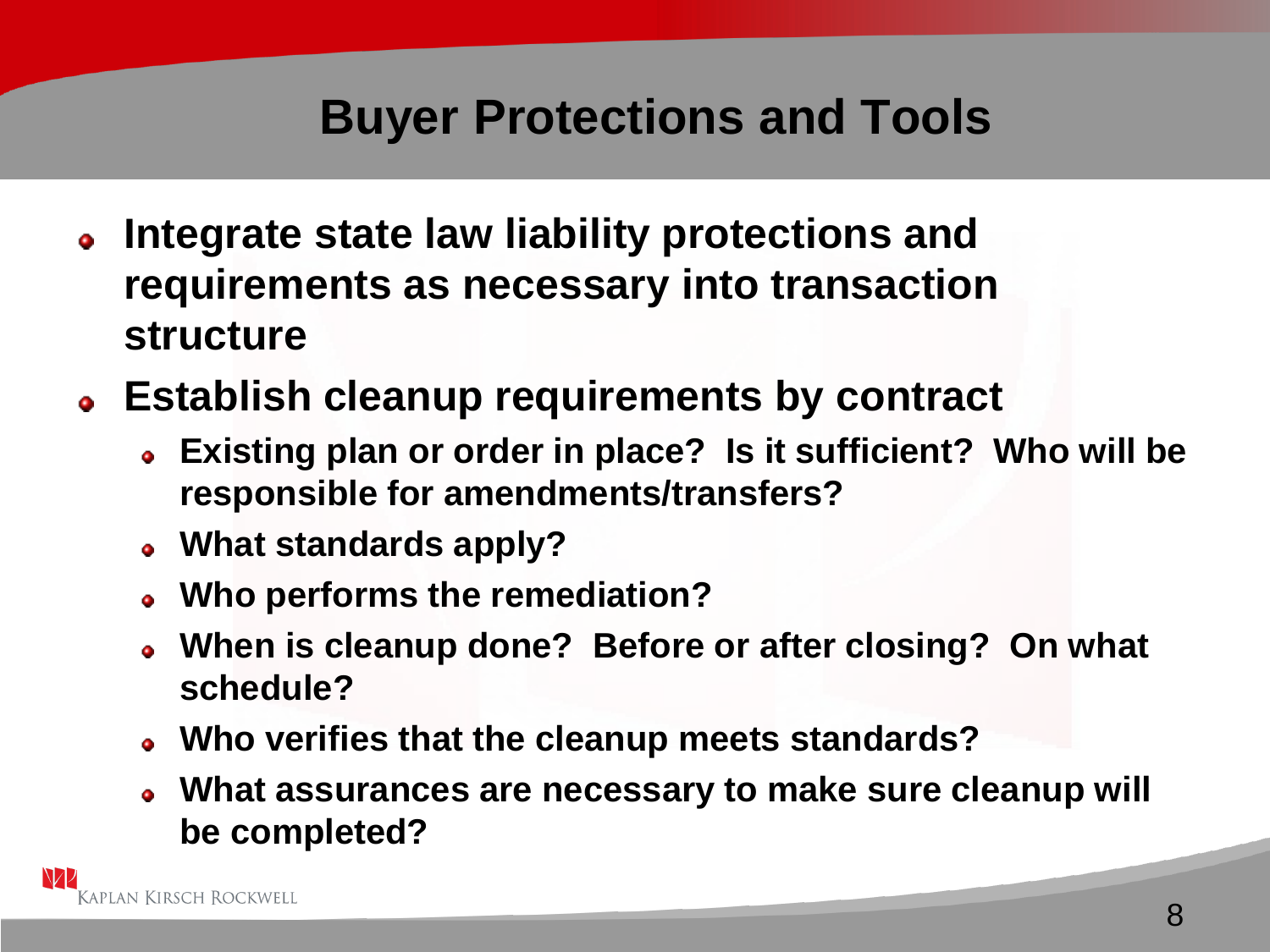# Buyer Protections and Tools

- **Integrate state law liability protections and requirements as necessary into transaction structure**
- **Establish cleanup requirements by contract**
  - **Existing plan or order in place? Is it sufficient? Who will be responsible for amendments/transfers?**
  - **What standards apply?**
  - **Who performs the remediation?**
  - **When is cleanup done? Before or after closing? On what schedule?**
  - **Who verifies that the cleanup meets standards?**
  - **What assurances are necessary to make sure cleanup will be completed?**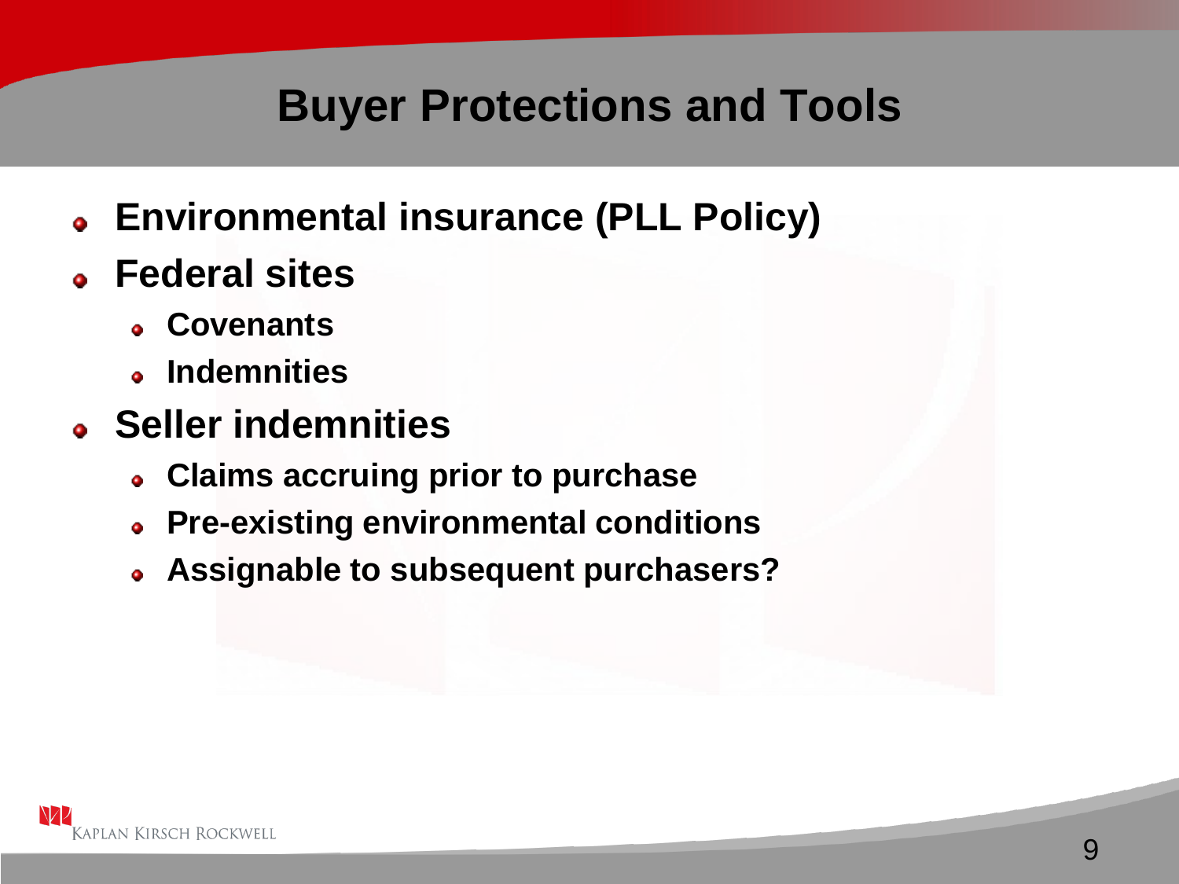# Buyer Protections and Tools

- Environmental insurance (PLL Policy)
- Federal sites
  - Covenants
  - Indemnities
- Seller indemnities
  - Claims accruing prior to purchase
  - Pre-existing environmental conditions
  - Assignable to subsequent purchasers?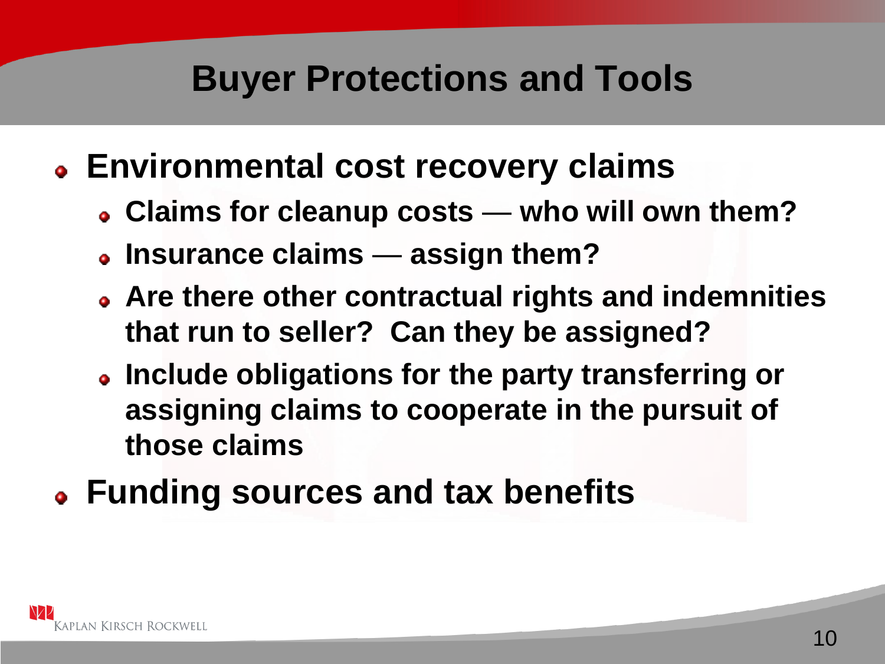# Buyer Protections and Tools

- **Environmental cost recovery claims**
  - **Claims for cleanup costs — who will own them?**
  - **Insurance claims — assign them?**
  - **Are there other contractual rights and indemnities that run to seller? Can they be assigned?**
  - **Include obligations for the party transferring or assigning claims to cooperate in the pursuit of those claims**
- **Funding sources and tax benefits**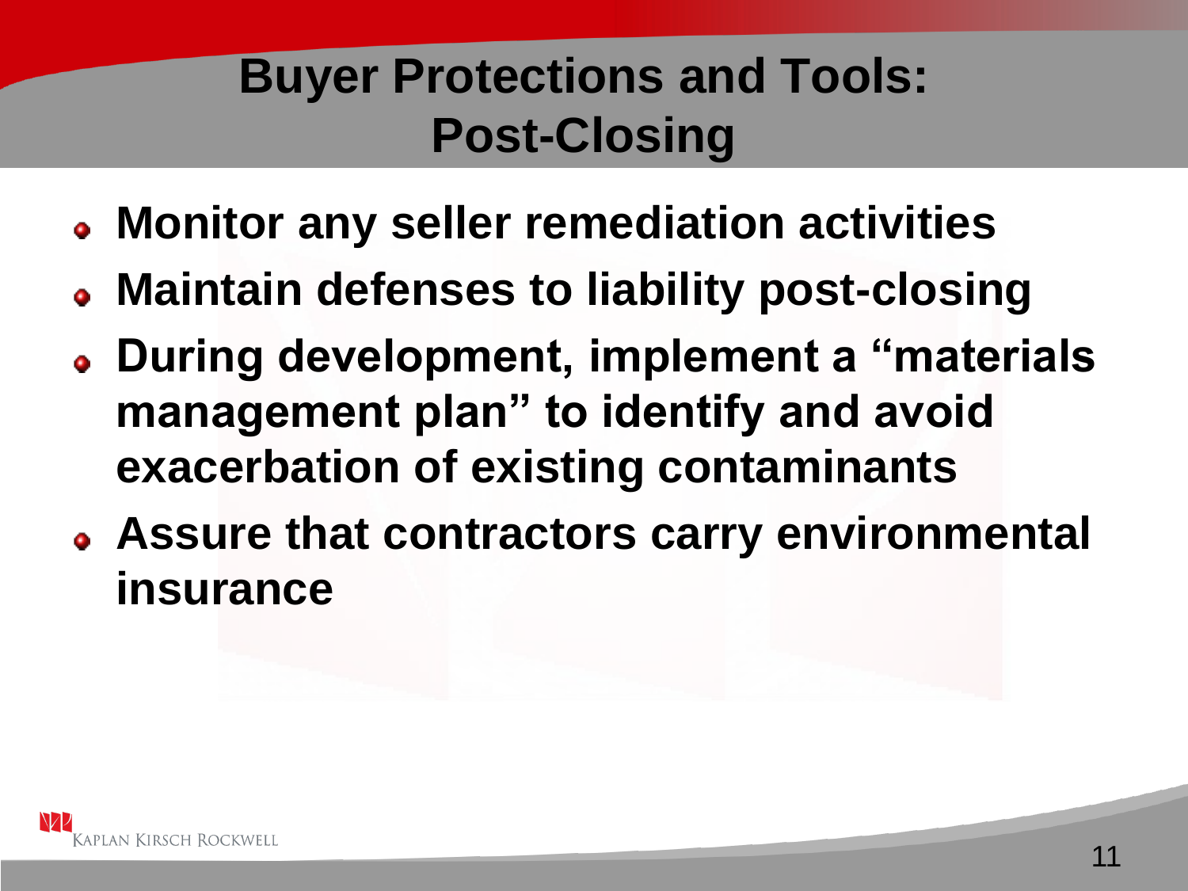# Buyer Protections and Tools: Post-Closing

- **Monitor any seller remediation activities**
- **Maintain defenses to liability post-closing**
- **During development, implement a "materials management plan" to identify and avoid exacerbation of existing contaminants**
- **Assure that contractors carry environmental insurance**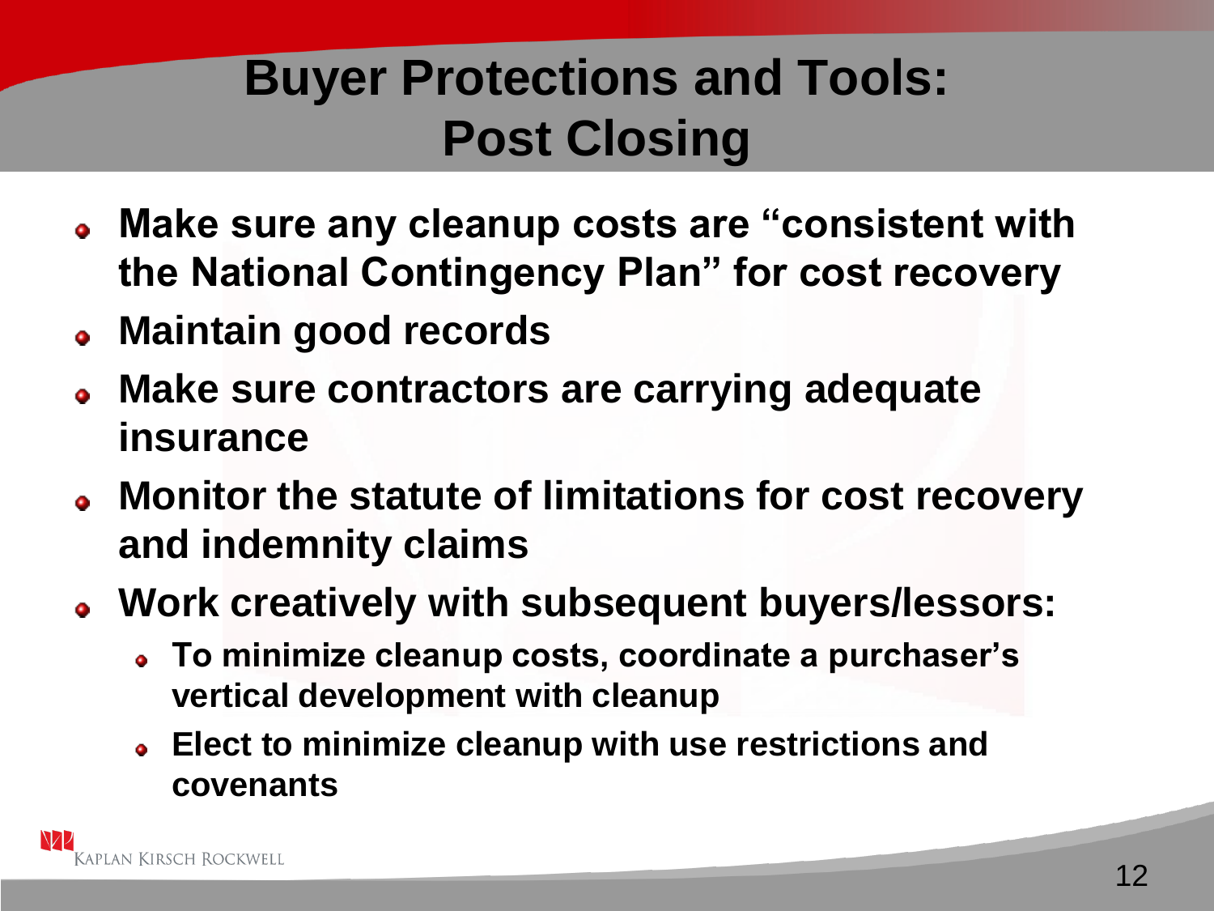# Buyer Protections and Tools: Post Closing

- **Make sure any cleanup costs are "consistent with the National Contingency Plan" for cost recovery**
- **Maintain good records**
- **Make sure contractors are carrying adequate insurance**
- **Monitor the statute of limitations for cost recovery and indemnity claims**
- **Work creatively with subsequent buyers/lessors:**
  - **To minimize cleanup costs, coordinate a purchaser's vertical development with cleanup**
  - **Elect to minimize cleanup with use restrictions and covenants**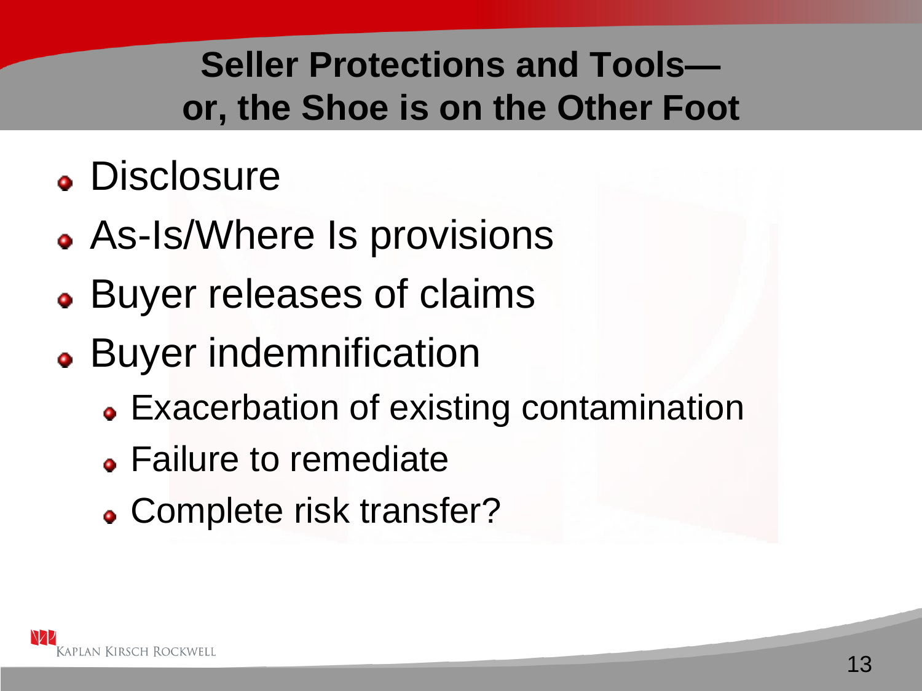## Seller Protections and Tools—or, the Shoe is on the Other Foot

- Disclosure
- As-Is/Where Is provisions
- Buyer releases of claims
- Buyer indemnification
  - Exacerbation of existing contamination
  - Failure to remediate
  - Complete risk transfer?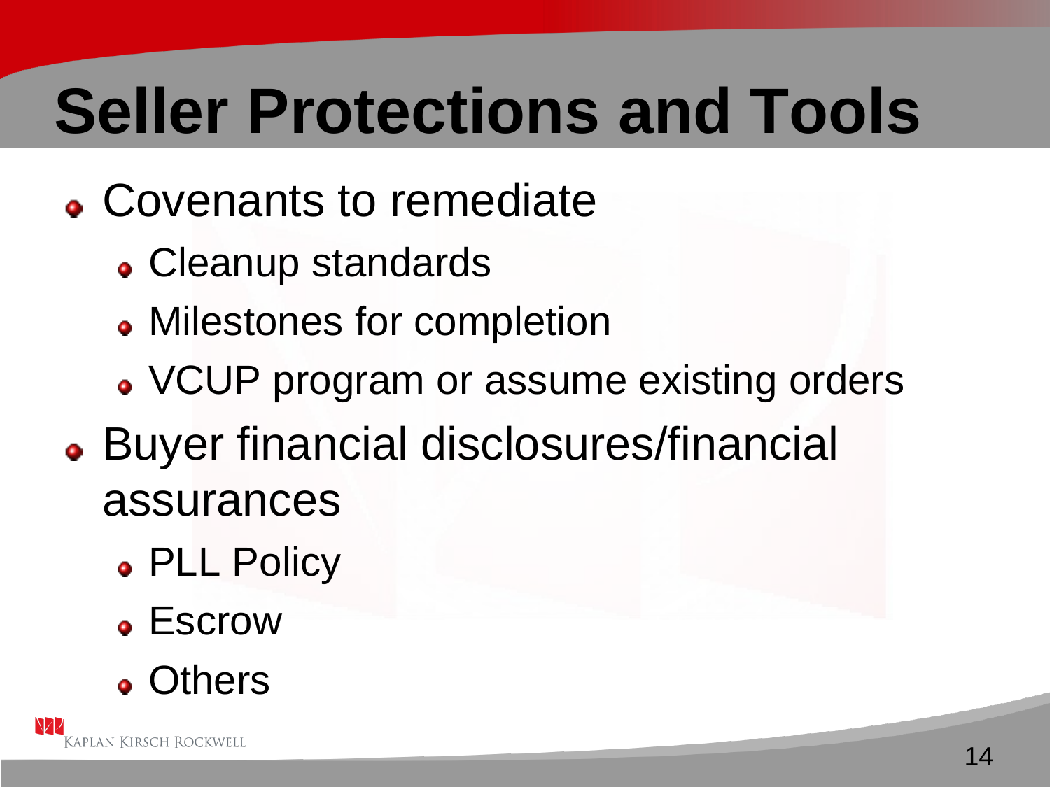# Seller Protections and Tools

- Covenants to remediate
  - Cleanup standards
  - Milestones for completion
  - VCUP program or assume existing orders
- Buyer financial disclosures/financial assurances
  - PLL Policy
  - Escrow
  - Others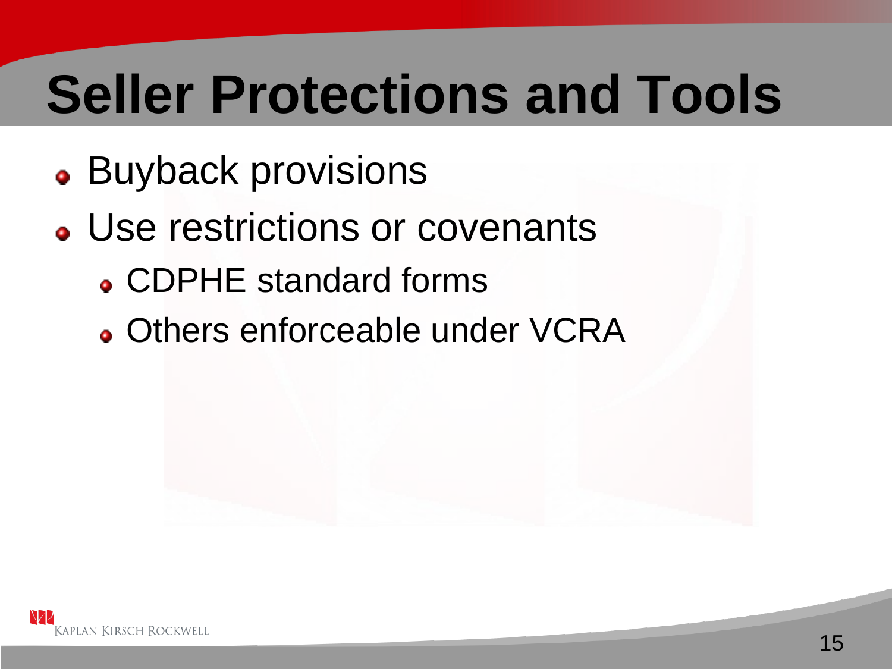# Seller Protections and Tools

- Buyback provisions
- Use restrictions or covenants
  - CDPHE standard forms
  - Others enforceable under VCRA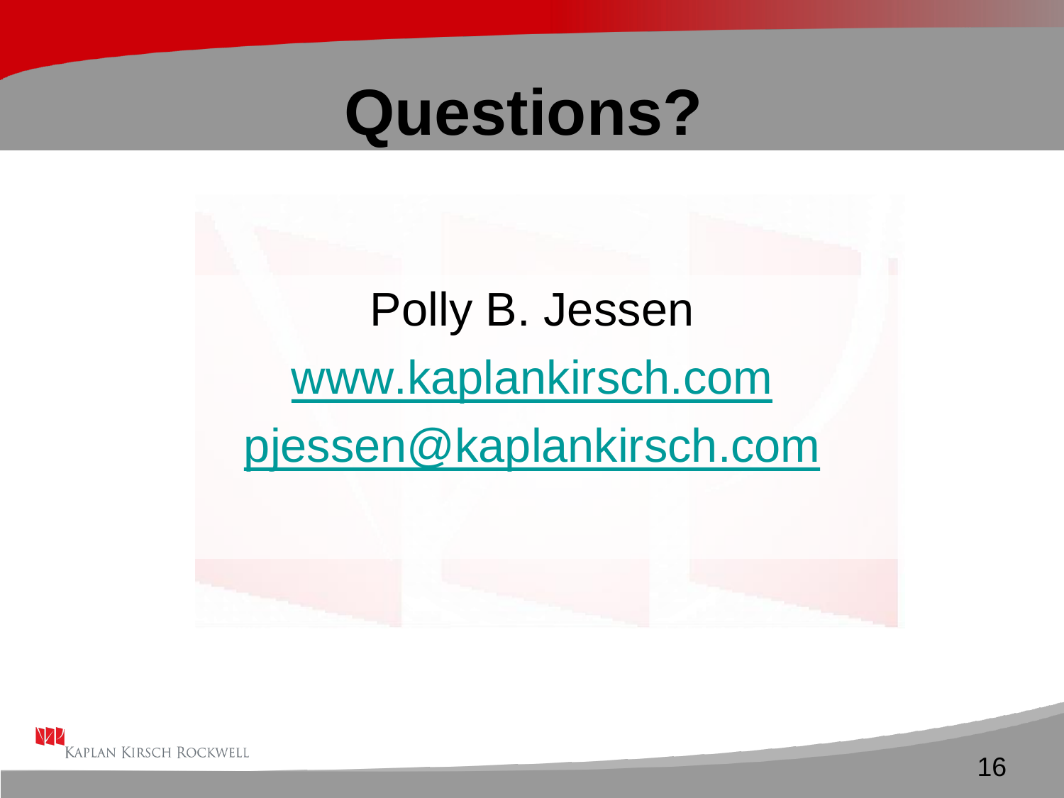# Questions?

Polly B. Jessen

www.kaplankirsch.com

pjessen@kaplankirsch.com

Kaplan Kirsch Rockwell